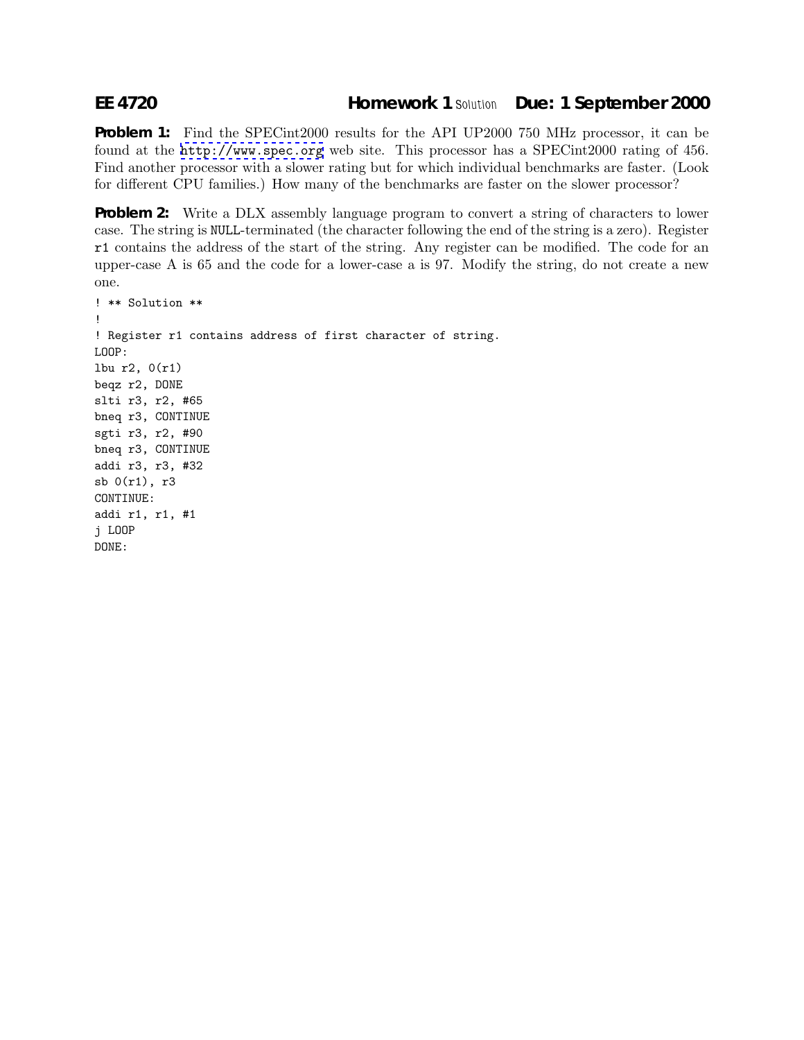**EE 4720** **Homework 1** Solution **Due: 1 September 2000**

**Problem 1:** Find the SPECint2000 results for the API UP2000 750 MHz processor, it can be found at the http://www.spec.org web site. This processor has a SPECint2000 rating of 456. Find another processor with a slower rating but for which individual benchmarks are faster. (Look for different CPU families.) How many of the benchmarks are faster on the slower processor?

**Problem 2:** Write a DLX assembly language program to convert a string of characters to lower case. The string is `NULL`-terminated (the character following the end of the string is a zero). Register `r1` contains the address of the start of the string. Any register can be modified. The code for an upper-case A is 65 and the code for a lower-case a is 97. Modify the string, do not create a new one.

```
! ** Solution **
!
! Register r1 contains address of first character of string.
LOOP:
lbu r2, 0(r1)
beqz r2, DONE
slti r3, r2, #65
bneq r3, CONTINUE
sgti r3, r2, #90
bneq r3, CONTINUE
addi r3, r3, #32
sb 0(r1), r3
CONTINUE:
addi r1, r1, #1
j LOOP
DONE:
```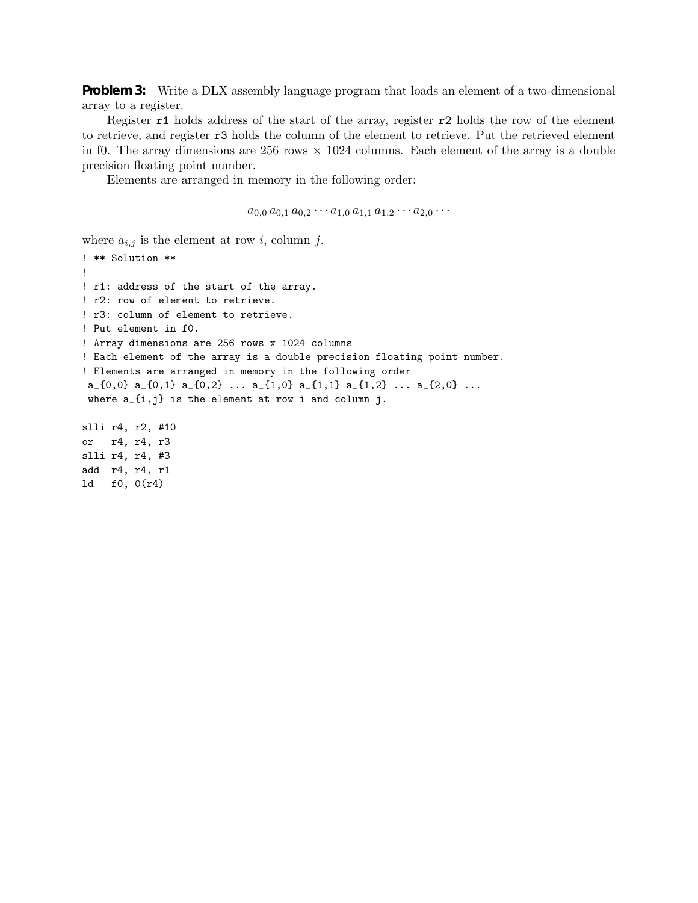**Problem 3:** Write a DLX assembly language program that loads an element of a two-dimensional array to a register.

Register `r1` holds address of the start of the array, register `r2` holds the row of the element to retrieve, and register `r3` holds the column of the element to retrieve. Put the retrieved element in f0. The array dimensions are 256 rows × 1024 columns. Each element of the array is a double precision floating point number.

Elements are arranged in memory in the following order:

$$a_{0,0}\, a_{0,1}\, a_{0,2} \cdots a_{1,0}\, a_{1,1}\, a_{1,2} \cdots a_{2,0} \cdots$$

where $a_{i,j}$ is the element at row $i$, column $j$.

```
! ** Solution **
!
! r1: address of the start of the array.
! r2: row of element to retrieve.
! r3: column of element to retrieve.
! Put element in f0.
! Array dimensions are 256 rows x 1024 columns
! Each element of the array is a double precision floating point number.
! Elements are arranged in memory in the following order
 a_{0,0} a_{0,1} a_{0,2} ... a_{1,0} a_{1,1} a_{1,2} ... a_{2,0} ...
 where a_{i,j} is the element at row i and column j.

slli r4, r2, #10
or   r4, r4, r3
slli r4, r4, #3
add  r4, r4, r1
ld   f0, 0(r4)
```